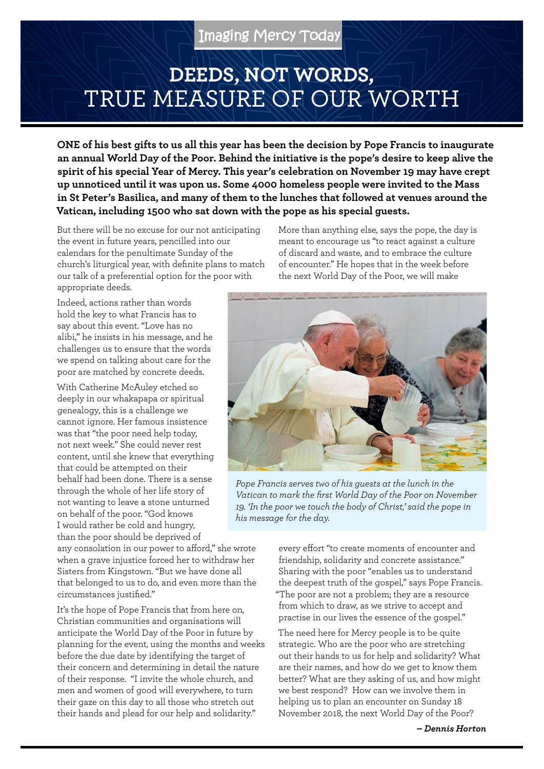Imaging Mercy Today

# DEEDS, NOT WORDS, TRUE MEASURE OF OUR WORTH

**ONE of his best gifts to us all this year has been the decision by Pope Francis to inaugurate an annual World Day of the Poor. Behind the initiative is the pope's desire to keep alive the spirit of his special Year of Mercy. This year's celebration on November 19 may have crept up unnoticed until it was upon us. Some 4000 homeless people were invited to the Mass in St Peter's Basilica, and many of them to the lunches that followed at venues around the Vatican, including 1500 who sat down with the pope as his special guests.**

But there will be no excuse for our not anticipating the event in future years, pencilled into our calendars for the penultimate Sunday of the church's liturgical year, with definite plans to match our talk of a preferential option for the poor with appropriate deeds.

Indeed, actions rather than words hold the key to what Francis has to say about this event. "Love has no alibi," he insists in his message, and he challenges us to ensure that the words we spend on talking about care for the poor are matched by concrete deeds.

With Catherine McAuley etched so deeply in our whakapapa or spiritual genealogy, this is a challenge we cannot ignore. Her famous insistence was that "the poor need help today, not next week." She could never rest content, until she knew that everything that could be attempted on their behalf had been done. There is a sense through the whole of her life story of not wanting to leave a stone unturned on behalf of the poor. "God knows I would rather be cold and hungry, than the poor should be deprived of any consolation in our power to afford," she wrote when a grave injustice forced her to withdraw her Sisters from Kingstown. "But we have done all that belonged to us to do, and even more than the circumstances justified."

It's the hope of Pope Francis that from here on, Christian communities and organisations will anticipate the World Day of the Poor in future by planning for the event, using the months and weeks before the due date by identifying the target of their concern and determining in detail the nature of their response. "I invite the whole church, and men and women of good will everywhere, to turn their gaze on this day to all those who stretch out their hands and plead for our help and solidarity."

More than anything else, says the pope, the day is meant to encourage us "to react against a culture of discard and waste, and to embrace the culture of encounter." He hopes that in the week before the next World Day of the Poor, we will make every effort "to create moments of encounter and friendship, solidarity and concrete assistance." Sharing with the poor "enables us to understand the deepest truth of the gospel," says Pope Francis. "The poor are not a problem; they are a resource from which to draw, as we strive to accept and practise in our lives the essence of the gospel."

*Pope Francis serves two of his guests at the lunch in the Vatican to mark the first World Day of the Poor on November 19. 'In the poor we touch the body of Christ,' said the pope in his message for the day.*

The need here for Mercy people is to be quite strategic. Who are the poor who are stretching out their hands to us for help and solidarity? What are their names, and how do we get to know them better? What are they asking of us, and how might we best respond? How can we involve them in helping us to plan an encounter on Sunday 18 November 2018, the next World Day of the Poor?

***– Dennis Horton***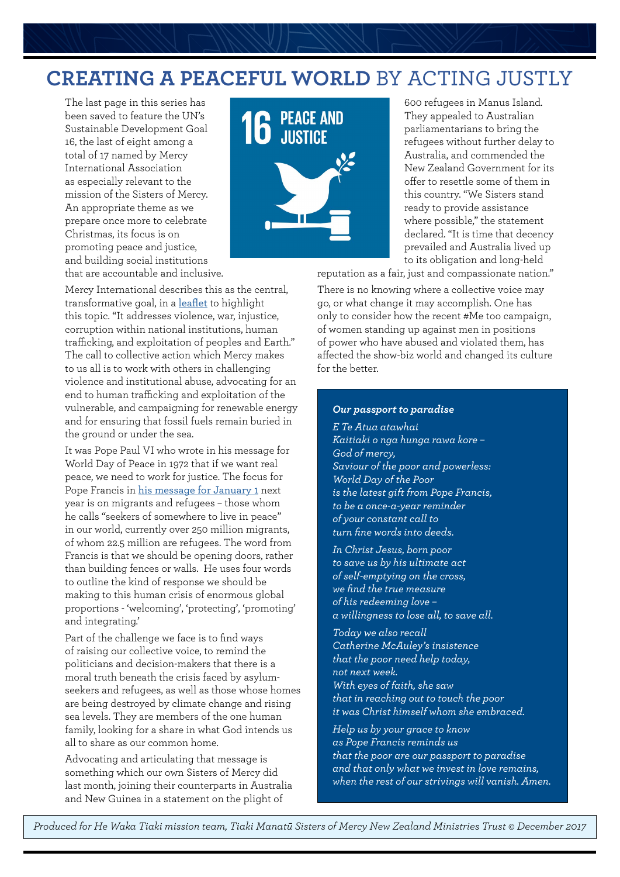# CREATING A PEACEFUL WORLD BY ACTING JUSTLY

The last page in this series has been saved to feature the UN's Sustainable Development Goal 16, the last of eight among a total of 17 named by Mercy International Association as especially relevant to the mission of the Sisters of Mercy. An appropriate theme as we prepare once more to celebrate Christmas, its focus is on promoting peace and justice, and building social institutions that are accountable and inclusive.

16 PEACE AND JUSTICE

Mercy International describes this as the central, transformative goal, in a leaflet to highlight this topic. "It addresses violence, war, injustice, corruption within national institutions, human trafficking, and exploitation of peoples and Earth." The call to collective action which Mercy makes to us all is to work with others in challenging violence and institutional abuse, advocating for an end to human trafficking and exploitation of the vulnerable, and campaigning for renewable energy and for ensuring that fossil fuels remain buried in the ground or under the sea.

It was Pope Paul VI who wrote in his message for World Day of Peace in 1972 that if we want real peace, we need to work for justice. The focus for Pope Francis in his message for January 1 next year is on migrants and refugees – those whom he calls "seekers of somewhere to live in peace" in our world, currently over 250 million migrants, of whom 22.5 million are refugees. The word from Francis is that we should be opening doors, rather than building fences or walls. He uses four words to outline the kind of response we should be making to this human crisis of enormous global proportions - 'welcoming', 'protecting', 'promoting' and integrating.'

Part of the challenge we face is to find ways of raising our collective voice, to remind the politicians and decision-makers that there is a moral truth beneath the crisis faced by asylum-seekers and refugees, as well as those whose homes are being destroyed by climate change and rising sea levels. They are members of the one human family, looking for a share in what God intends us all to share as our common home.

Advocating and articulating that message is something which our own Sisters of Mercy did last month, joining their counterparts in Australia and New Guinea in a statement on the plight of 600 refugees in Manus Island. They appealed to Australian parliamentarians to bring the refugees without further delay to Australia, and commended the New Zealand Government for its offer to resettle some of them in this country. "We Sisters stand ready to provide assistance where possible," the statement declared. "It is time that decency prevailed and Australia lived up to its obligation and long-held reputation as a fair, just and compassionate nation."

There is no knowing where a collective voice may go, or what change it may accomplish. One has only to consider how the recent #Me too campaign, of women standing up against men in positions of power who have abused and violated them, has affected the show-biz world and changed its culture for the better.

***Our passport to paradise***

*E Te Atua atawhai*  
*Kaitiaki o nga hunga rawa kore –*  
*God of mercy,*  
*Saviour of the poor and powerless:*  
*World Day of the Poor*  
*is the latest gift from Pope Francis,*  
*to be a once-a-year reminder*  
*of your constant call to*  
*turn fine words into deeds.*

*In Christ Jesus, born poor*  
*to save us by his ultimate act*  
*of self-emptying on the cross,*  
*we find the true measure*  
*of his redeeming love –*  
*a willingness to lose all, to save all.*

*Today we also recall*  
*Catherine McAuley's insistence*  
*that the poor need help today,*  
*not next week.*  
*With eyes of faith, she saw*  
*that in reaching out to touch the poor*  
*it was Christ himself whom she embraced.*

*Help us by your grace to know*  
*as Pope Francis reminds us*  
*that the poor are our passport to paradise*  
*and that only what we invest in love remains,*  
*when the rest of our strivings will vanish. Amen.*

*Produced for He Waka Tiaki mission team, Tiaki Manatū Sisters of Mercy New Zealand Ministries Trust © December 2017*